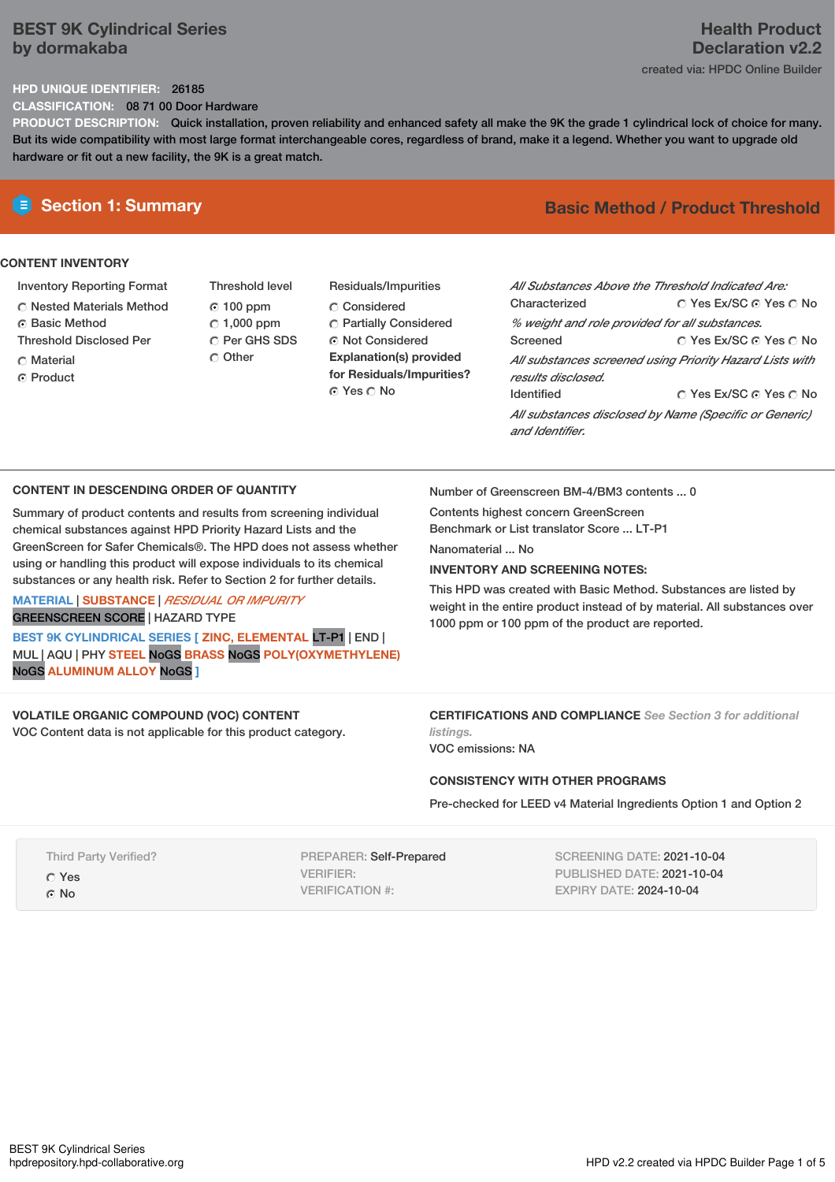# BEST 9K Cylindrical Series by dormakaba

**Health Product Declaration v2.2**

created via: HPDC Online Builder

**HPD UNIQUE IDENTIFIER:** 26185

**CLASSIFICATION:** 08 71 00 Door Hardware

**PRODUCT DESCRIPTION:** Quick installation, proven reliability and enhanced safety all make the 9K the grade 1 cylindrical lock of choice for many. But its wide compatibility with most large format interchangeable cores, regardless of brand, make it a legend. Whether you want to upgrade old hardware or fit out a new facility, the 9K is a great match.

## Section 1: Summary

**Basic Method / Product Threshold**

### CONTENT INVENTORY

**Inventory Reporting Format**
- ○ Nested Materials Method
- ● Basic Method

**Threshold Disclosed Per**
- ○ Material
- ● Product

**Threshold level**
- ● 100 ppm
- ○ 1,000 ppm
- ○ Per GHS SDS
- ○ Other

**Residuals/Impurities**
- ○ Considered
- ○ Partially Considered
- ● Not Considered

**Explanation(s) provided for Residuals/Impurities?**
● Yes ○ No

*All Substances Above the Threshold Indicated Are:*

Characterized ○ Yes Ex/SC ● Yes ○ No
*% weight and role provided for all substances.*

Screened ○ Yes Ex/SC ● Yes ○ No
*All substances screened using Priority Hazard Lists with results disclosed.*

Identified ○ Yes Ex/SC ● Yes ○ No
*All substances disclosed by Name (Specific or Generic) and Identifier.*

### CONTENT IN DESCENDING ORDER OF QUANTITY

Summary of product contents and results from screening individual chemical substances against HPD Priority Hazard Lists and the GreenScreen for Safer Chemicals®. The HPD does not assess whether using or handling this product will expose individuals to its chemical substances or any health risk. Refer to Section 2 for further details.

MATERIAL | SUBSTANCE | *RESIDUAL OR IMPURITY*
GREENSCREEN SCORE | HAZARD TYPE

BEST 9K CYLINDRICAL SERIES [ ZINC, ELEMENTAL LT-P1 | END | MUL | AQU | PHY STEEL NoGS BRASS NoGS POLY(OXYMETHYLENE) NoGS ALUMINUM ALLOY NoGS ]

Number of Greenscreen BM-4/BM3 contents ... 0

Contents highest concern GreenScreen Benchmark or List translator Score ... LT-P1

Nanomaterial ... No

**INVENTORY AND SCREENING NOTES:**

This HPD was created with Basic Method. Substances are listed by weight in the entire product instead of by material. All substances over 1000 ppm or 100 ppm of the product are reported.

### VOLATILE ORGANIC COMPOUND (VOC) CONTENT

VOC Content data is not applicable for this product category.

### CERTIFICATIONS AND COMPLIANCE *See Section 3 for additional listings.*

VOC emissions: NA

### CONSISTENCY WITH OTHER PROGRAMS

Pre-checked for LEED v4 Material Ingredients Option 1 and Option 2

Third Party Verified?
- ○ Yes
- ● No

PREPARER: Self-Prepared
VERIFIER:
VERIFICATION #:

SCREENING DATE: 2021-10-04
PUBLISHED DATE: 2021-10-04
EXPIRY DATE: 2024-10-04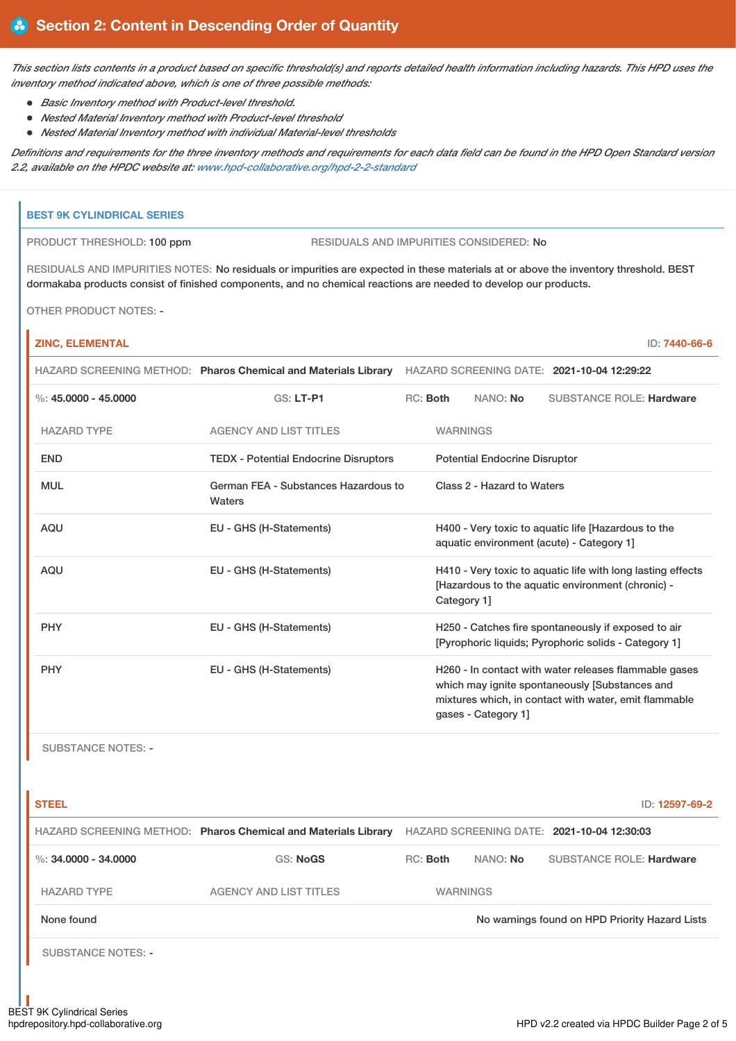## Section 2: Content in Descending Order of Quantity

*This section lists contents in a product based on specific threshold(s) and reports detailed health information including hazards. This HPD uses the inventory method indicated above, which is one of three possible methods:*

- *Basic Inventory method with Product-level threshold.*
- *Nested Material Inventory method with Product-level threshold*
- *Nested Material Inventory method with individual Material-level thresholds*

*Definitions and requirements for the three inventory methods and requirements for each data field can be found in the HPD Open Standard version 2.2, available on the HPDC website at: www.hpd-collaborative.org/hpd-2-2-standard*

### BEST 9K CYLINDRICAL SERIES

PRODUCT THRESHOLD: 100 ppm

RESIDUALS AND IMPURITIES CONSIDERED: No

RESIDUALS AND IMPURITIES NOTES: No residuals or impurities are expected in these materials at or above the inventory threshold. BEST dormakaba products consist of finished components, and no chemical reactions are needed to develop our products.

OTHER PRODUCT NOTES: -

#### ZINC, ELEMENTAL

ID: 7440-66-6

HAZARD SCREENING METHOD: **Pharos Chemical and Materials Library** HAZARD SCREENING DATE: **2021-10-04 12:29:22**

%: **45.0000 - 45.0000** GS: **LT-P1** RC: **Both** NANO: **No** SUBSTANCE ROLE: **Hardware**

| HAZARD TYPE | AGENCY AND LIST TITLES | WARNINGS |
| --- | --- | --- |
| END | TEDX - Potential Endocrine Disruptors | Potential Endocrine Disruptor |
| MUL | German FEA - Substances Hazardous to Waters | Class 2 - Hazard to Waters |
| AQU | EU - GHS (H-Statements) | H400 - Very toxic to aquatic life [Hazardous to the aquatic environment (acute) - Category 1] |
| AQU | EU - GHS (H-Statements) | H410 - Very toxic to aquatic life with long lasting effects [Hazardous to the aquatic environment (chronic) - Category 1] |
| PHY | EU - GHS (H-Statements) | H250 - Catches fire spontaneously if exposed to air [Pyrophoric liquids; Pyrophoric solids - Category 1] |
| PHY | EU - GHS (H-Statements) | H260 - In contact with water releases flammable gases which may ignite spontaneously [Substances and mixtures which, in contact with water, emit flammable gases - Category 1] |

SUBSTANCE NOTES: -

#### STEEL

ID: 12597-69-2

HAZARD SCREENING METHOD: **Pharos Chemical and Materials Library** HAZARD SCREENING DATE: **2021-10-04 12:30:03**

%: **34.0000 - 34.0000** GS: **NoGS** RC: **Both** NANO: **No** SUBSTANCE ROLE: **Hardware**

| HAZARD TYPE | AGENCY AND LIST TITLES | WARNINGS |
| --- | --- | --- |
| None found | | No warnings found on HPD Priority Hazard Lists |

SUBSTANCE NOTES: -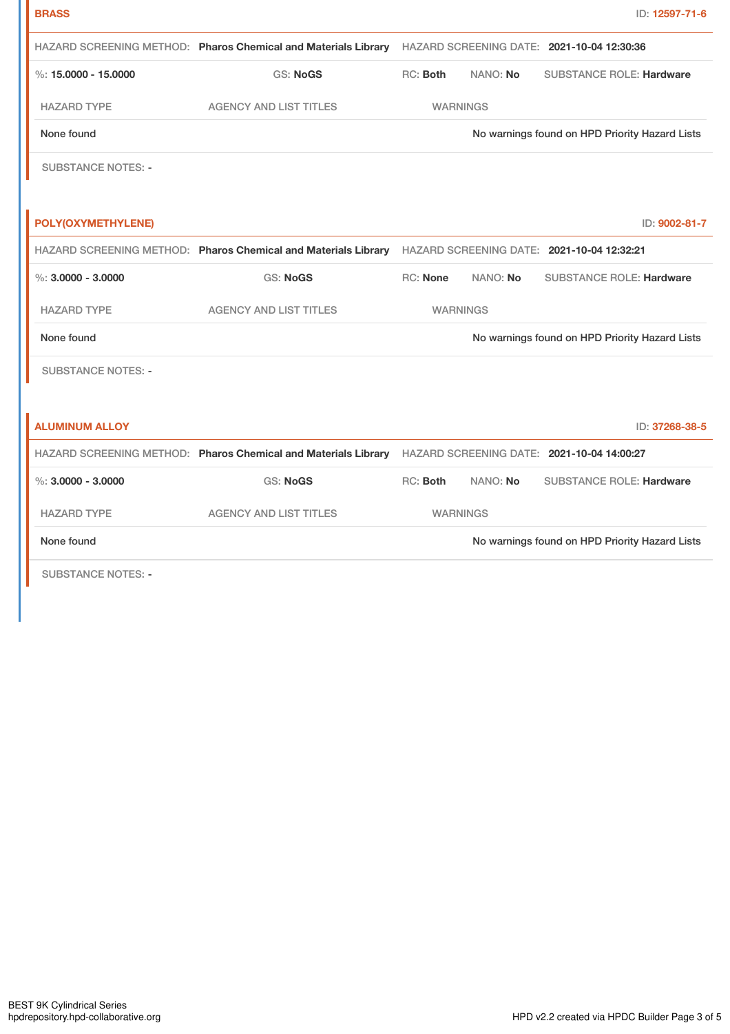## BRASS

ID: 12597-71-6

HAZARD SCREENING METHOD: **Pharos Chemical and Materials Library** HAZARD SCREENING DATE: **2021-10-04 12:30:36**

%: **15.0000 - 15.0000** GS: **NoGS** RC: **Both** NANO: **No** SUBSTANCE ROLE: **Hardware**

| HAZARD TYPE | AGENCY AND LIST TITLES | WARNINGS |
|---|---|---|
| None found | | No warnings found on HPD Priority Hazard Lists |

SUBSTANCE NOTES: -

## POLY(OXYMETHYLENE)

ID: 9002-81-7

HAZARD SCREENING METHOD: **Pharos Chemical and Materials Library** HAZARD SCREENING DATE: **2021-10-04 12:32:21**

%: **3.0000 - 3.0000** GS: **NoGS** RC: **None** NANO: **No** SUBSTANCE ROLE: **Hardware**

| HAZARD TYPE | AGENCY AND LIST TITLES | WARNINGS |
|---|---|---|
| None found | | No warnings found on HPD Priority Hazard Lists |

SUBSTANCE NOTES: -

## ALUMINUM ALLOY

ID: 37268-38-5

HAZARD SCREENING METHOD: **Pharos Chemical and Materials Library** HAZARD SCREENING DATE: **2021-10-04 14:00:27**

%: **3.0000 - 3.0000** GS: **NoGS** RC: **Both** NANO: **No** SUBSTANCE ROLE: **Hardware**

| HAZARD TYPE | AGENCY AND LIST TITLES | WARNINGS |
|---|---|---|
| None found | | No warnings found on HPD Priority Hazard Lists |

SUBSTANCE NOTES: -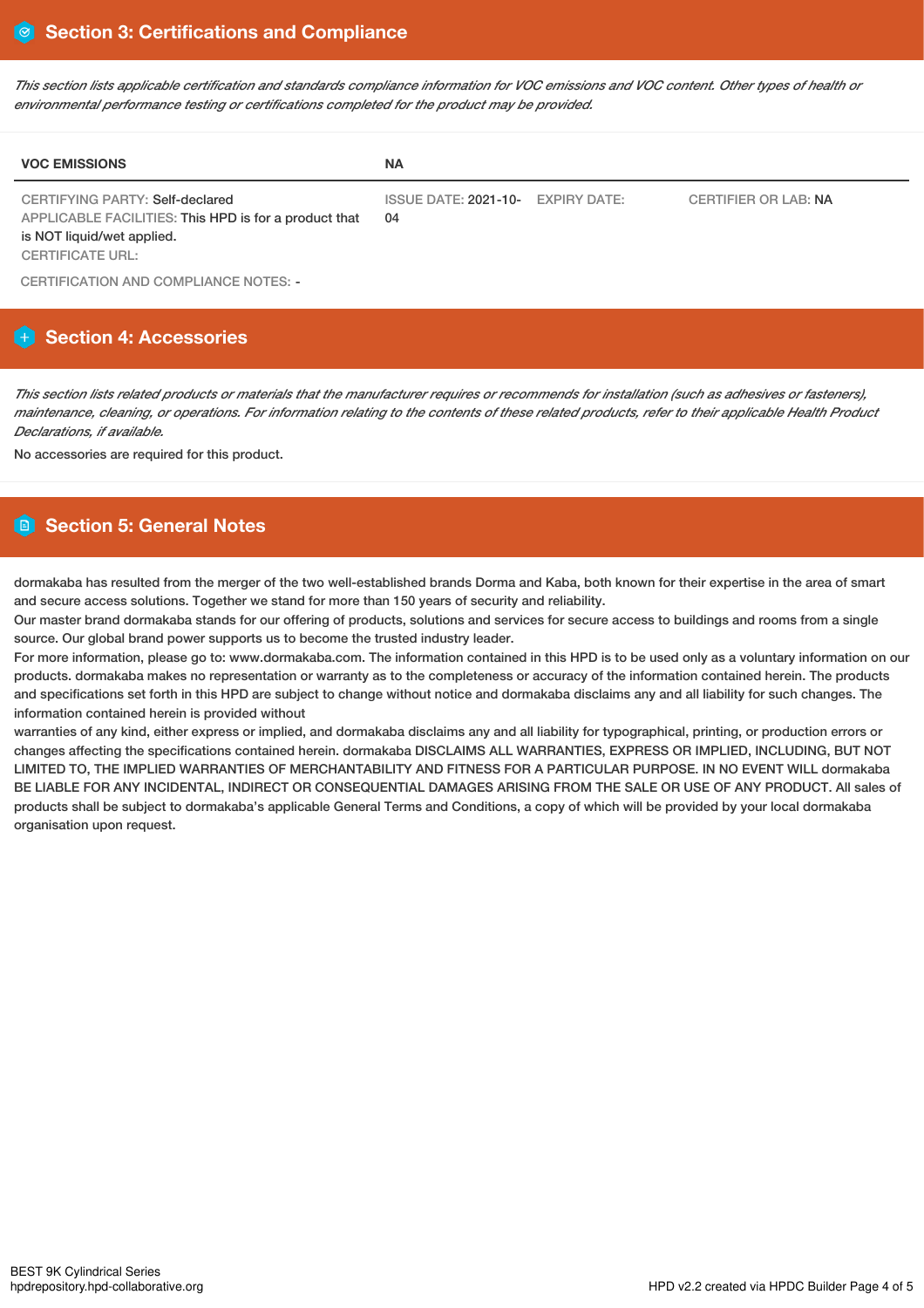## Section 3: Certifications and Compliance

*This section lists applicable certification and standards compliance information for VOC emissions and VOC content. Other types of health or environmental performance testing or certifications completed for the product may be provided.*

| VOC EMISSIONS | NA | | |
|---|---|---|---|
| CERTIFYING PARTY: Self-declared<br>APPLICABLE FACILITIES: This HPD is for a product that is NOT liquid/wet applied.<br>CERTIFICATE URL: | ISSUE DATE: 2021-10-04 | EXPIRY DATE: | CERTIFIER OR LAB: NA |

CERTIFICATION AND COMPLIANCE NOTES: -

## Section 4: Accessories

*This section lists related products or materials that the manufacturer requires or recommends for installation (such as adhesives or fasteners), maintenance, cleaning, or operations. For information relating to the contents of these related products, refer to their applicable Health Product Declarations, if available.*

No accessories are required for this product.

## Section 5: General Notes

dormakaba has resulted from the merger of the two well-established brands Dorma and Kaba, both known for their expertise in the area of smart and secure access solutions. Together we stand for more than 150 years of security and reliability.
Our master brand dormakaba stands for our offering of products, solutions and services for secure access to buildings and rooms from a single source. Our global brand power supports us to become the trusted industry leader.
For more information, please go to: www.dormakaba.com. The information contained in this HPD is to be used only as a voluntary information on our products. dormakaba makes no representation or warranty as to the completeness or accuracy of the information contained herein. The products and specifications set forth in this HPD are subject to change without notice and dormakaba disclaims any and all liability for such changes. The information contained herein is provided without
warranties of any kind, either express or implied, and dormakaba disclaims any and all liability for typographical, printing, or production errors or changes affecting the specifications contained herein. dormakaba DISCLAIMS ALL WARRANTIES, EXPRESS OR IMPLIED, INCLUDING, BUT NOT LIMITED TO, THE IMPLIED WARRANTIES OF MERCHANTABILITY AND FITNESS FOR A PARTICULAR PURPOSE. IN NO EVENT WILL dormakaba BE LIABLE FOR ANY INCIDENTAL, INDIRECT OR CONSEQUENTIAL DAMAGES ARISING FROM THE SALE OR USE OF ANY PRODUCT. All sales of products shall be subject to dormakaba's applicable General Terms and Conditions, a copy of which will be provided by your local dormakaba organisation upon request.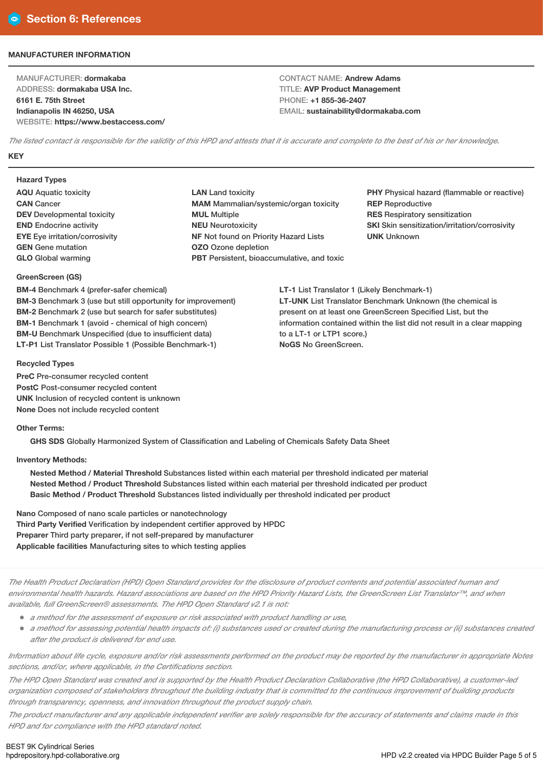# Section 6: References

## MANUFACTURER INFORMATION

MANUFACTURER: **dormakaba**
ADDRESS: **dormakaba USA Inc.**
**6161 E. 75th Street**
**Indianapolis IN 46250, USA**
WEBSITE: **https://www.bestaccess.com/**

CONTACT NAME: **Andrew Adams**
TITLE: **AVP Product Management**
PHONE: **+1 855-36-2407**
EMAIL: **sustainability@dormakaba.com**

*The listed contact is responsible for the validity of this HPD and attests that it is accurate and complete to the best of his or her knowledge.*

## KEY

### Hazard Types

**AQU** Aquatic toxicity
**CAN** Cancer
**DEV** Developmental toxicity
**END** Endocrine activity
**EYE** Eye irritation/corrosivity
**GEN** Gene mutation
**GLO** Global warming
**LAN** Land toxicity
**MAM** Mammalian/systemic/organ toxicity
**MUL** Multiple
**NEU** Neurotoxicity
**NF** Not found on Priority Hazard Lists
**OZO** Ozone depletion
**PBT** Persistent, bioaccumulative, and toxic
**PHY** Physical hazard (flammable or reactive)
**REP** Reproductive
**RES** Respiratory sensitization
**SKI** Skin sensitization/irritation/corrosivity
**UNK** Unknown

### GreenScreen (GS)

**BM-4** Benchmark 4 (prefer-safer chemical)
**BM-3** Benchmark 3 (use but still opportunity for improvement)
**BM-2** Benchmark 2 (use but search for safer substitutes)
**BM-1** Benchmark 1 (avoid - chemical of high concern)
**BM-U** Benchmark Unspecified (due to insufficient data)
**LT-P1** List Translator Possible 1 (Possible Benchmark-1)
**LT-1** List Translator 1 (Likely Benchmark-1)
**LT-UNK** List Translator Benchmark Unknown (the chemical is present on at least one GreenScreen Specified List, but the information contained within the list did not result in a clear mapping to a LT-1 or LTP1 score.)
**NoGS** No GreenScreen.

### Recycled Types

**PreC** Pre-consumer recycled content
**PostC** Post-consumer recycled content
**UNK** Inclusion of recycled content is unknown
**None** Does not include recycled content

### Other Terms:

**GHS SDS** Globally Harmonized System of Classification and Labeling of Chemicals Safety Data Sheet

### Inventory Methods:

**Nested Method / Material Threshold** Substances listed within each material per threshold indicated per material
**Nested Method / Product Threshold** Substances listed within each material per threshold indicated per product
**Basic Method / Product Threshold** Substances listed individually per threshold indicated per product

**Nano** Composed of nano scale particles or nanotechnology
**Third Party Verified** Verification by independent certifier approved by HPDC
**Preparer** Third party preparer, if not self-prepared by manufacturer
**Applicable facilities** Manufacturing sites to which testing applies

*The Health Product Declaration (HPD) Open Standard provides for the disclosure of product contents and potential associated human and environmental health hazards. Hazard associations are based on the HPD Priority Hazard Lists, the GreenScreen List Translator™, and when available, full GreenScreen® assessments. The HPD Open Standard v2.1 is not:*

- *a method for the assessment of exposure or risk associated with product handling or use,*
- *a method for assessing potential health impacts of: (i) substances used or created during the manufacturing process or (ii) substances created after the product is delivered for end use.*

*Information about life cycle, exposure and/or risk assessments performed on the product may be reported by the manufacturer in appropriate Notes sections, and/or, where applicable, in the Certifications section.*

*The HPD Open Standard was created and is supported by the Health Product Declaration Collaborative (the HPD Collaborative), a customer-led organization composed of stakeholders throughout the building industry that is committed to the continuous improvement of building products through transparency, openness, and innovation throughout the product supply chain.*

*The product manufacturer and any applicable independent verifier are solely responsible for the accuracy of statements and claims made in this HPD and for compliance with the HPD standard noted.*